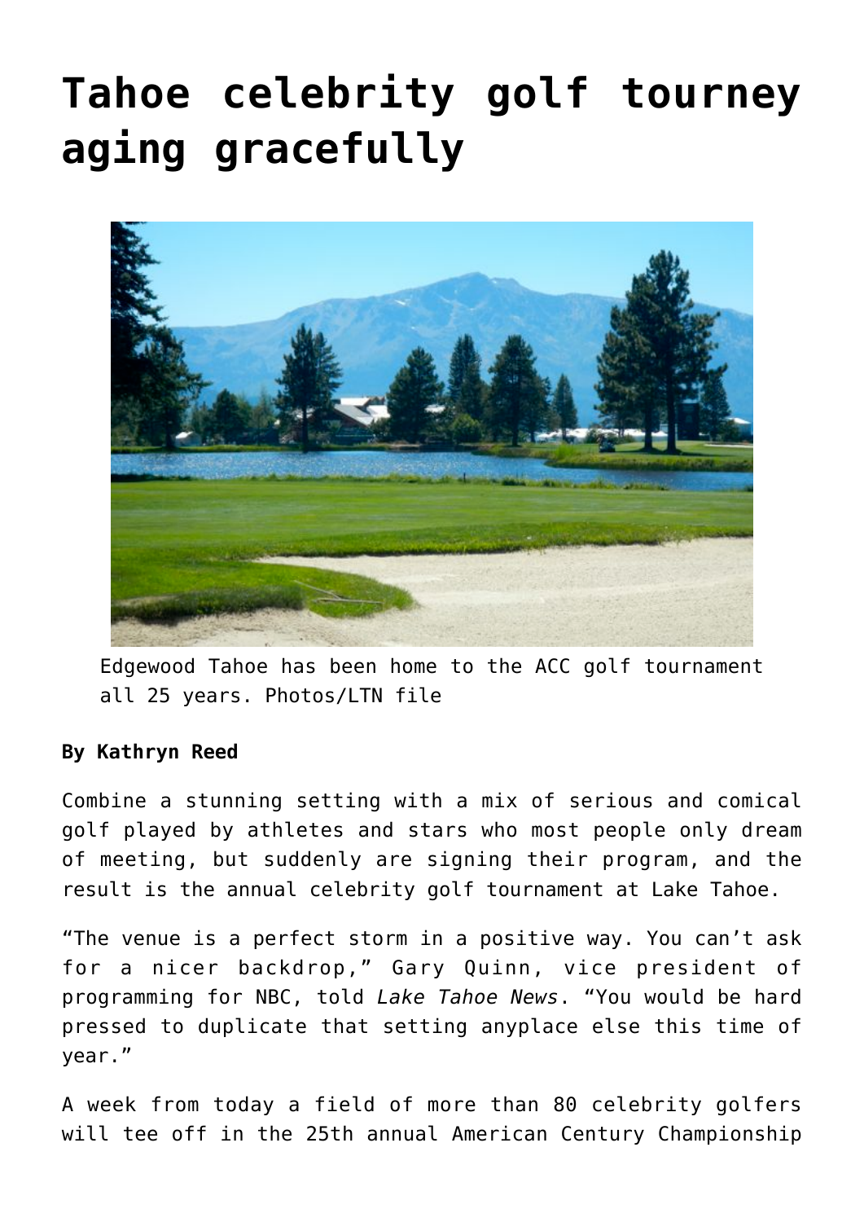# Tahoe celebrity golf tourney aging gracefully

Edgewood Tahoe has been home to the ACC golf tournament all 25 years. Photos/LTN file

**By Kathryn Reed**

Combine a stunning setting with a mix of serious and comical golf played by athletes and stars who most people only dream of meeting, but suddenly are signing their program, and the result is the annual celebrity golf tournament at Lake Tahoe.

"The venue is a perfect storm in a positive way. You can't ask for a nicer backdrop," Gary Quinn, vice president of programming for NBC, told *Lake Tahoe News*. "You would be hard pressed to duplicate that setting anyplace else this time of year."

A week from today a field of more than 80 celebrity golfers will tee off in the 25th annual American Century Championship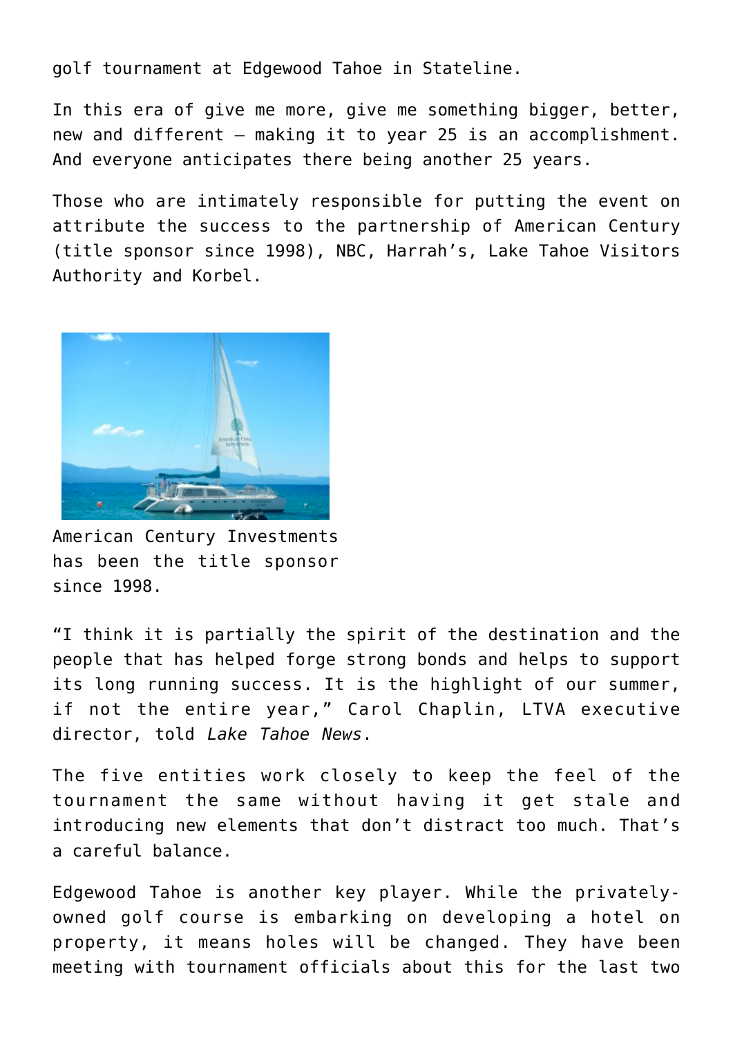golf tournament at Edgewood Tahoe in Stateline.

In this era of give me more, give me something bigger, better, new and different — making it to year 25 is an accomplishment. And everyone anticipates there being another 25 years.

Those who are intimately responsible for putting the event on attribute the success to the partnership of American Century (title sponsor since 1998), NBC, Harrah's, Lake Tahoe Visitors Authority and Korbel.

American Century Investments has been the title sponsor since 1998.

"I think it is partially the spirit of the destination and the people that has helped forge strong bonds and helps to support its long running success. It is the highlight of our summer, if not the entire year," Carol Chaplin, LTVA executive director, told *Lake Tahoe News*.

The five entities work closely to keep the feel of the tournament the same without having it get stale and introducing new elements that don't distract too much. That's a careful balance.

Edgewood Tahoe is another key player. While the privately-owned golf course is embarking on developing a hotel on property, it means holes will be changed. They have been meeting with tournament officials about this for the last two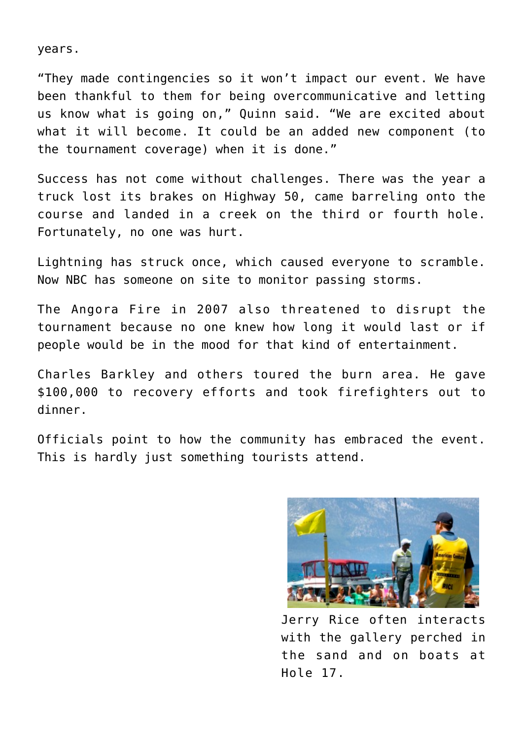years.

“They made contingencies so it won’t impact our event. We have been thankful to them for being overcommunicative and letting us know what is going on,” Quinn said. “We are excited about what it will become. It could be an added new component (to the tournament coverage) when it is done.”

Success has not come without challenges. There was the year a truck lost its brakes on Highway 50, came barreling onto the course and landed in a creek on the third or fourth hole. Fortunately, no one was hurt.

Lightning has struck once, which caused everyone to scramble. Now NBC has someone on site to monitor passing storms.

The Angora Fire in 2007 also threatened to disrupt the tournament because no one knew how long it would last or if people would be in the mood for that kind of entertainment.

Charles Barkley and others toured the burn area. He gave $100,000 to recovery efforts and took firefighters out to dinner.

Officials point to how the community has embraced the event. This is hardly just something tourists attend.

Jerry Rice often interacts with the gallery perched in the sand and on boats at Hole 17.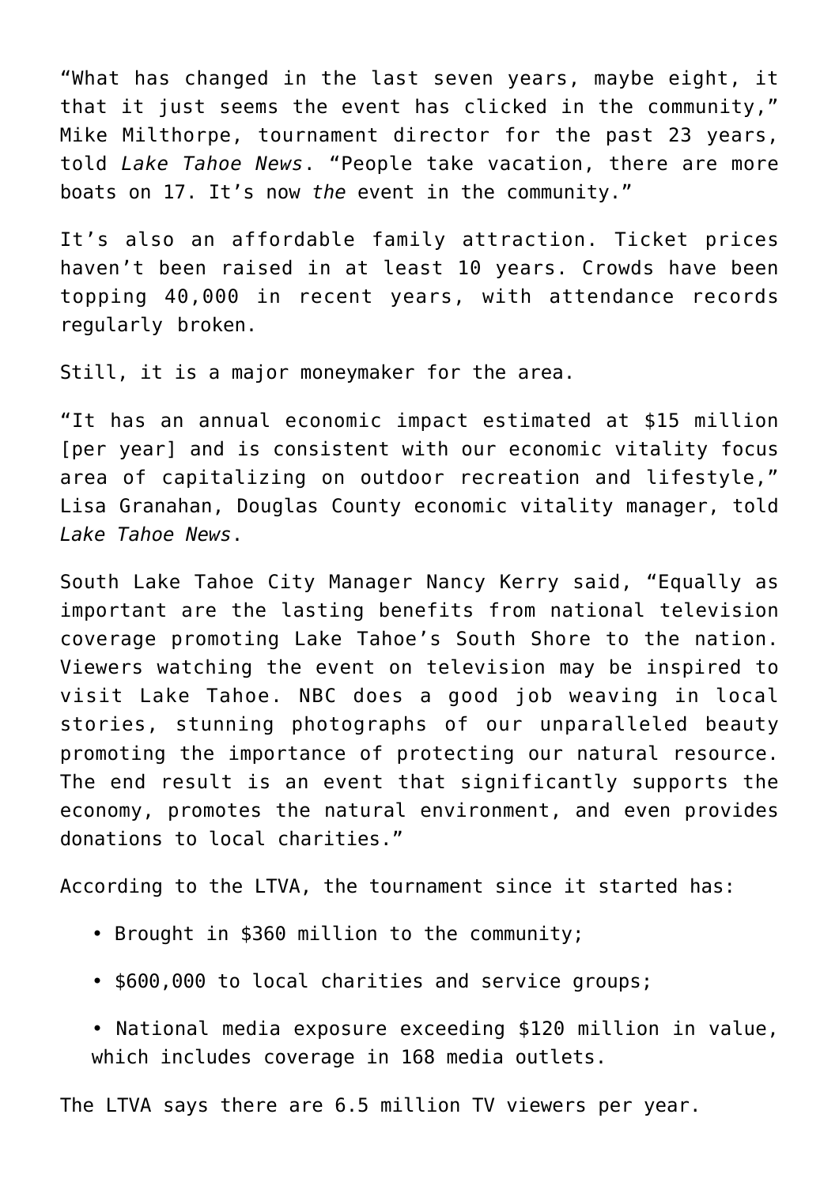"What has changed in the last seven years, maybe eight, it that it just seems the event has clicked in the community," Mike Milthorpe, tournament director for the past 23 years, told *Lake Tahoe News*. "People take vacation, there are more boats on 17. It's now *the* event in the community."

It's also an affordable family attraction. Ticket prices haven't been raised in at least 10 years. Crowds have been topping 40,000 in recent years, with attendance records regularly broken.

Still, it is a major moneymaker for the area.

"It has an annual economic impact estimated at $15 million [per year] and is consistent with our economic vitality focus area of capitalizing on outdoor recreation and lifestyle," Lisa Granahan, Douglas County economic vitality manager, told *Lake Tahoe News*.

South Lake Tahoe City Manager Nancy Kerry said, "Equally as important are the lasting benefits from national television coverage promoting Lake Tahoe's South Shore to the nation. Viewers watching the event on television may be inspired to visit Lake Tahoe. NBC does a good job weaving in local stories, stunning photographs of our unparalleled beauty promoting the importance of protecting our natural resource. The end result is an event that significantly supports the economy, promotes the natural environment, and even provides donations to local charities."

According to the LTVA, the tournament since it started has:

- Brought in $360 million to the community;
- $600,000 to local charities and service groups;
- National media exposure exceeding $120 million in value, which includes coverage in 168 media outlets.

The LTVA says there are 6.5 million TV viewers per year.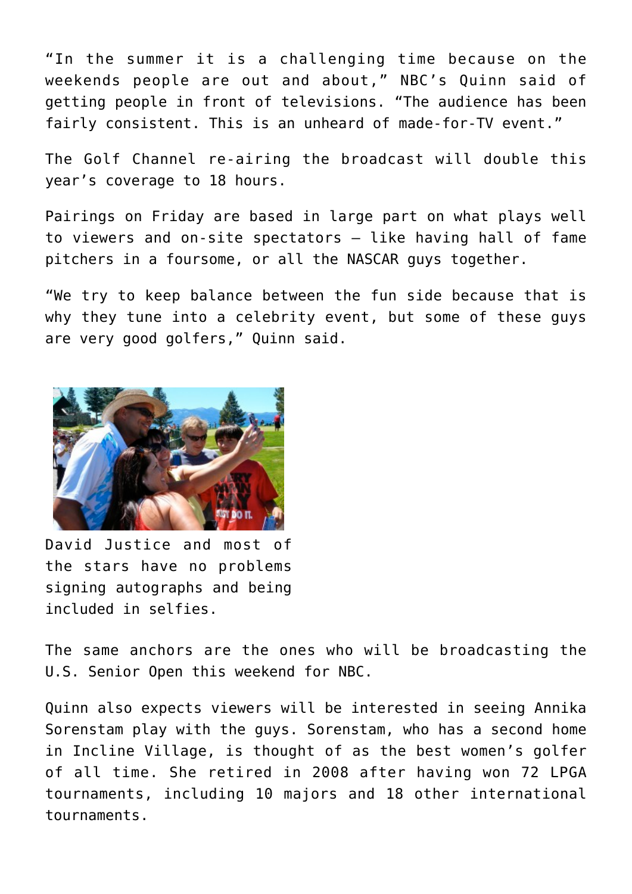"In the summer it is a challenging time because on the weekends people are out and about," NBC's Quinn said of getting people in front of televisions. "The audience has been fairly consistent. This is an unheard of made-for-TV event."

The Golf Channel re-airing the broadcast will double this year's coverage to 18 hours.

Pairings on Friday are based in large part on what plays well to viewers and on-site spectators – like having hall of fame pitchers in a foursome, or all the NASCAR guys together.

"We try to keep balance between the fun side because that is why they tune into a celebrity event, but some of these guys are very good golfers," Quinn said.

David Justice and most of the stars have no problems signing autographs and being included in selfies.

The same anchors are the ones who will be broadcasting the U.S. Senior Open this weekend for NBC.

Quinn also expects viewers will be interested in seeing Annika Sorenstam play with the guys. Sorenstam, who has a second home in Incline Village, is thought of as the best women's golfer of all time. She retired in 2008 after having won 72 LPGA tournaments, including 10 majors and 18 other international tournaments.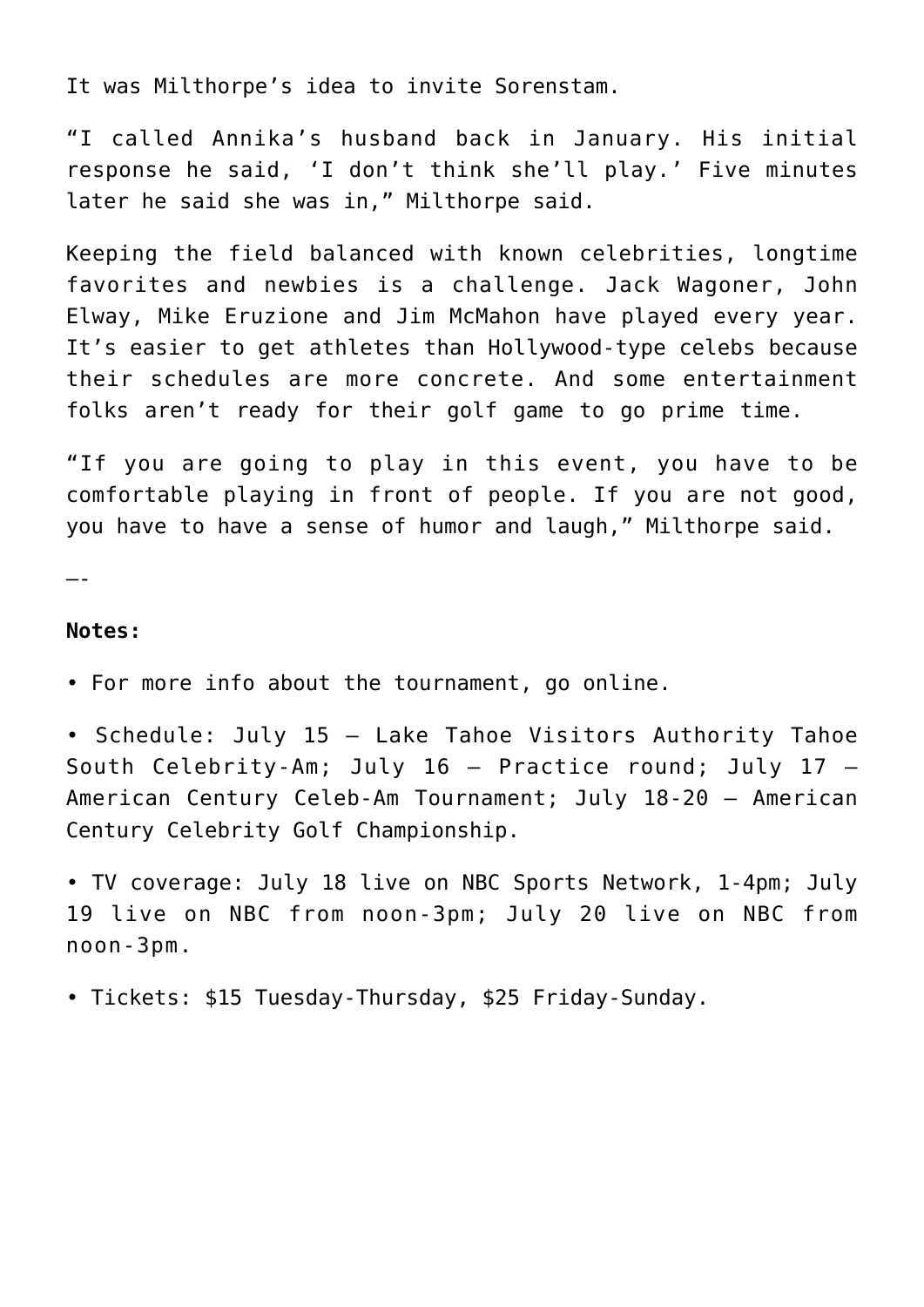It was Milthorpe's idea to invite Sorenstam.

"I called Annika's husband back in January. His initial response he said, 'I don't think she'll play.' Five minutes later he said she was in," Milthorpe said.

Keeping the field balanced with known celebrities, longtime favorites and newbies is a challenge. Jack Wagoner, John Elway, Mike Eruzione and Jim McMahon have played every year. It's easier to get athletes than Hollywood-type celebs because their schedules are more concrete. And some entertainment folks aren't ready for their golf game to go prime time.

"If you are going to play in this event, you have to be comfortable playing in front of people. If you are not good, you have to have a sense of humor and laugh," Milthorpe said.

—-

**Notes:**

• For more info about the tournament, go online.

• Schedule: July 15 — Lake Tahoe Visitors Authority Tahoe South Celebrity-Am; July 16 — Practice round; July 17 — American Century Celeb-Am Tournament; July 18-20 — American Century Celebrity Golf Championship.

• TV coverage: July 18 live on NBC Sports Network, 1-4pm; July 19 live on NBC from noon-3pm; July 20 live on NBC from noon-3pm.

• Tickets: $15 Tuesday-Thursday, $25 Friday-Sunday.